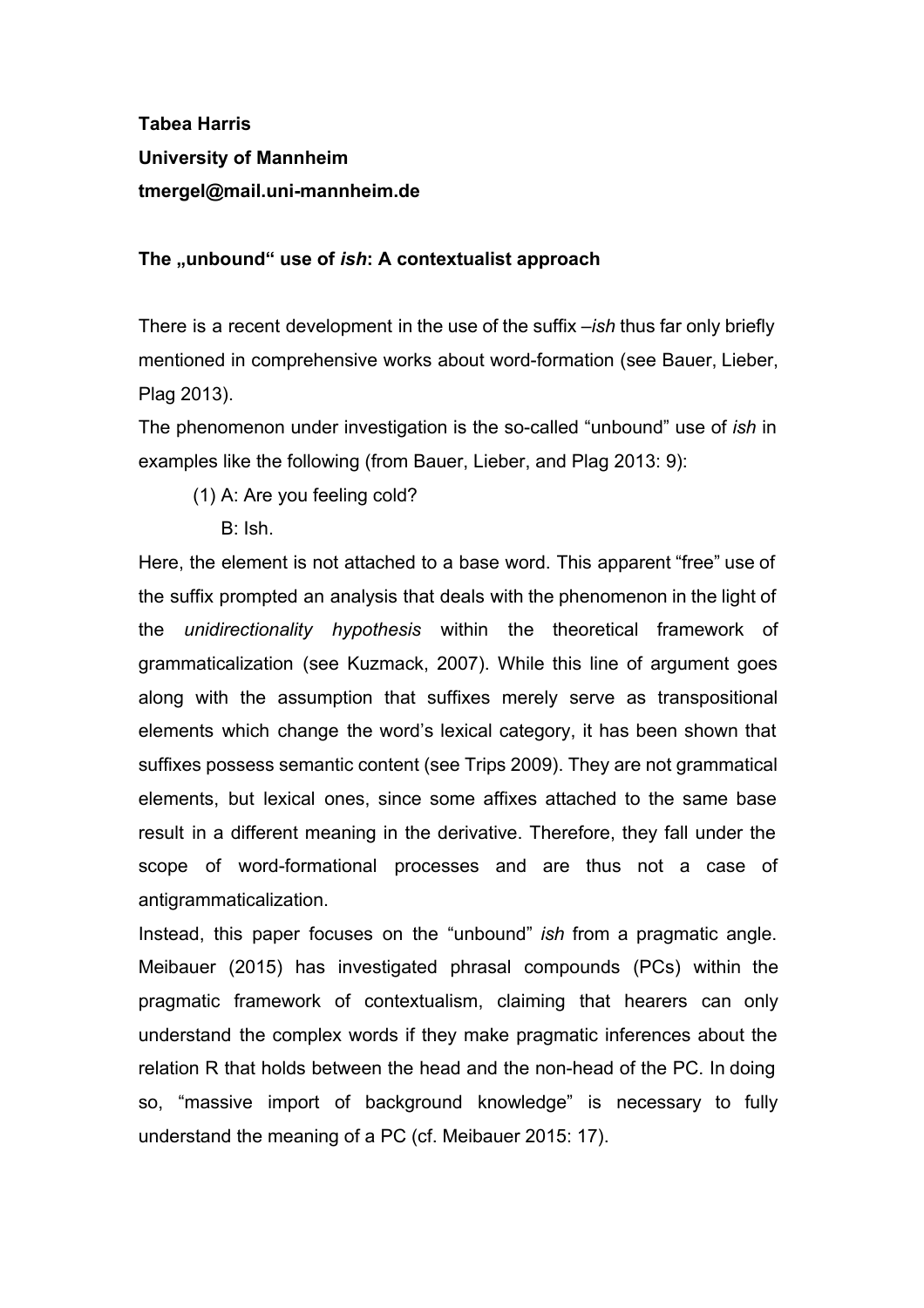**Tabea Harris**

**University of Mannheim**

**tmergel@mail.uni-mannheim.de**

**The „unbound“ use of *ish*: A contextualist approach**

There is a recent development in the use of the suffix –*ish* thus far only briefly mentioned in comprehensive works about word-formation (see Bauer, Lieber, Plag 2013).

The phenomenon under investigation is the so-called “unbound” use of *ish* in examples like the following (from Bauer, Lieber, and Plag 2013: 9):

(1) A: Are you feeling cold?

B: Ish.

Here, the element is not attached to a base word. This apparent “free” use of the suffix prompted an analysis that deals with the phenomenon in the light of the *unidirectionality hypothesis* within the theoretical framework of grammaticalization (see Kuzmack, 2007). While this line of argument goes along with the assumption that suffixes merely serve as transpositional elements which change the word’s lexical category, it has been shown that suffixes possess semantic content (see Trips 2009). They are not grammatical elements, but lexical ones, since some affixes attached to the same base result in a different meaning in the derivative. Therefore, they fall under the scope of word-formational processes and are thus not a case of antigrammaticalization.

Instead, this paper focuses on the “unbound” *ish* from a pragmatic angle. Meibauer (2015) has investigated phrasal compounds (PCs) within the pragmatic framework of contextualism, claiming that hearers can only understand the complex words if they make pragmatic inferences about the relation R that holds between the head and the non-head of the PC. In doing so, “massive import of background knowledge” is necessary to fully understand the meaning of a PC (cf. Meibauer 2015: 17).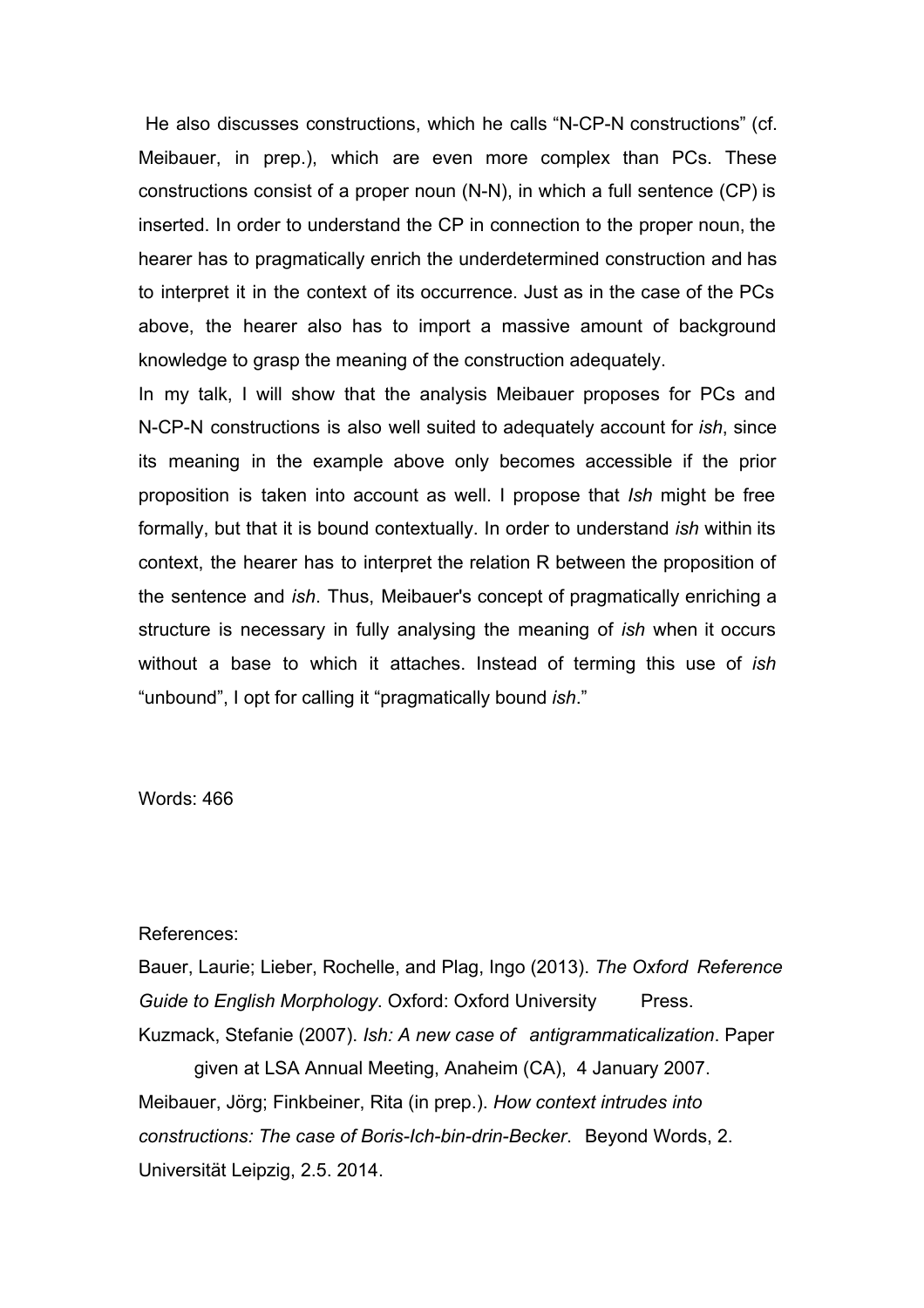He also discusses constructions, which he calls "N-CP-N constructions" (cf. Meibauer, in prep.), which are even more complex than PCs. These constructions consist of a proper noun (N-N), in which a full sentence (CP) is inserted. In order to understand the CP in connection to the proper noun, the hearer has to pragmatically enrich the underdetermined construction and has to interpret it in the context of its occurrence. Just as in the case of the PCs above, the hearer also has to import a massive amount of background knowledge to grasp the meaning of the construction adequately.

In my talk, I will show that the analysis Meibauer proposes for PCs and N-CP-N constructions is also well suited to adequately account for *ish*, since its meaning in the example above only becomes accessible if the prior proposition is taken into account as well. I propose that *Ish* might be free formally, but that it is bound contextually. In order to understand *ish* within its context, the hearer has to interpret the relation R between the proposition of the sentence and *ish*. Thus, Meibauer's concept of pragmatically enriching a structure is necessary in fully analysing the meaning of *ish* when it occurs without a base to which it attaches. Instead of terming this use of *ish* "unbound", I opt for calling it "pragmatically bound *ish*."

Words: 466

References:

Bauer, Laurie; Lieber, Rochelle, and Plag, Ingo (2013). *The Oxford Reference Guide to English Morphology*. Oxford: Oxford University Press.

Kuzmack, Stefanie (2007). *Ish: A new case of antigrammaticalization*. Paper given at LSA Annual Meeting, Anaheim (CA), 4 January 2007.

Meibauer, Jörg; Finkbeiner, Rita (in prep.). *How context intrudes into constructions: The case of Boris-Ich-bin-drin-Becker*. Beyond Words, 2. Universität Leipzig, 2.5. 2014.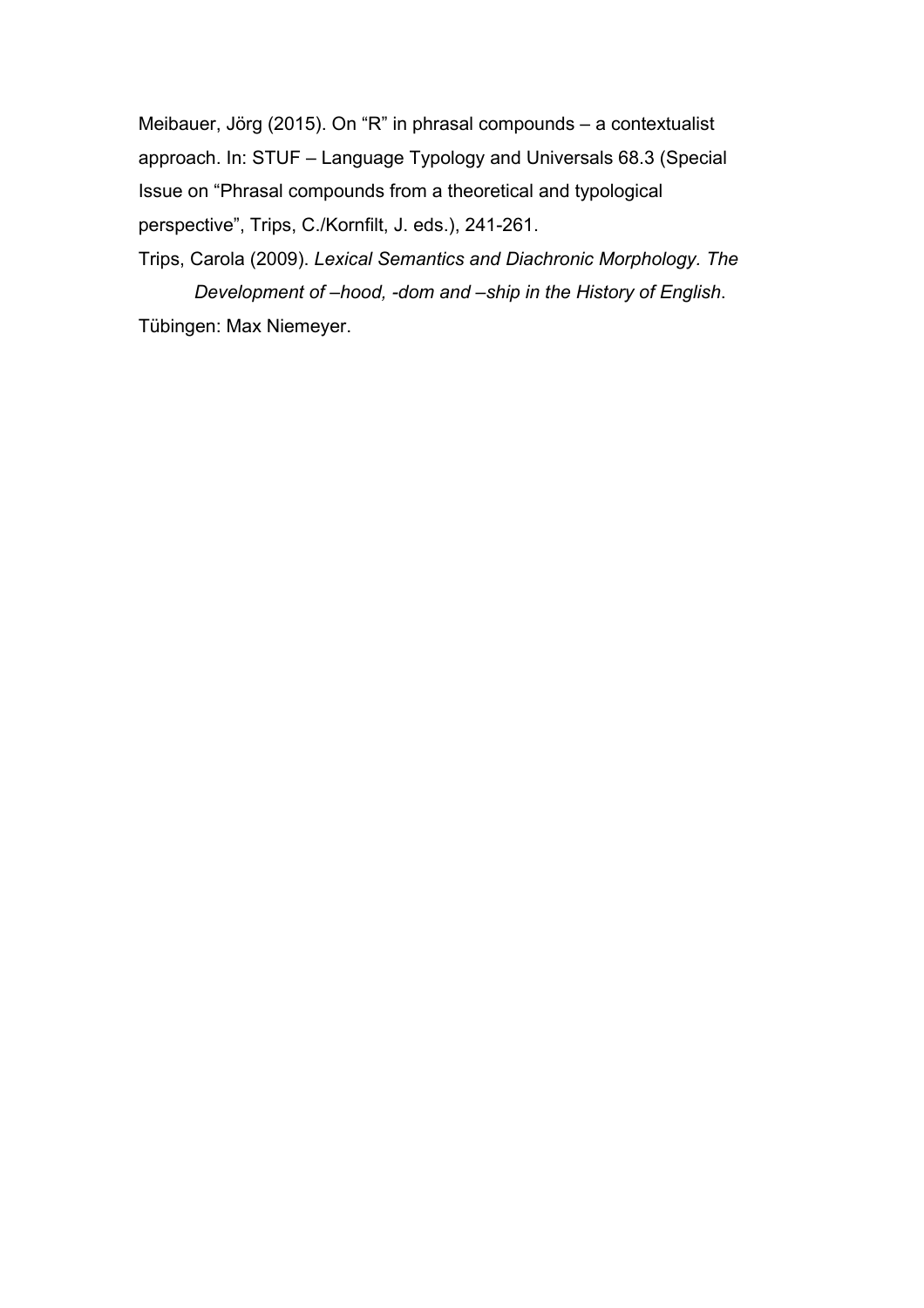Meibauer, Jörg (2015). On “R” in phrasal compounds – a contextualist approach. In: STUF – Language Typology and Universals 68.3 (Special Issue on “Phrasal compounds from a theoretical and typological perspective”, Trips, C./Kornfilt, J. eds.), 241-261.

Trips, Carola (2009). *Lexical Semantics and Diachronic Morphology. The Development of –hood, -dom and –ship in the History of English*. Tübingen: Max Niemeyer.